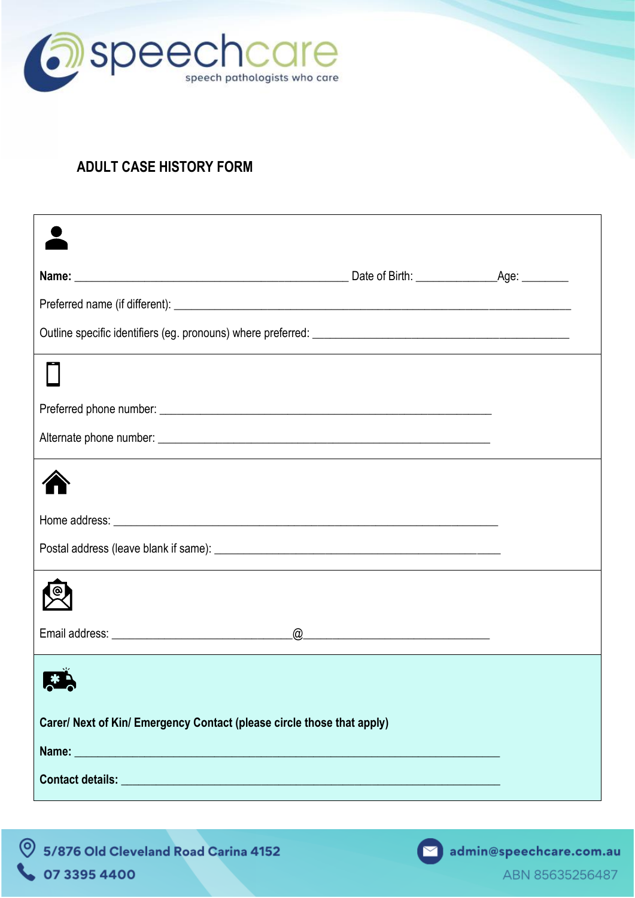# ADULT CASE HISTORY FORM

**Name:** _______________________________________________ Date of Birth: _____________ Age: ________

Preferred name (if different): ______________________________________________________________________

Outline specific identifiers (eg. pronouns) where preferred: ____________________________________________

Preferred phone number: _________________________________________________________

Alternate phone number: _________________________________________________________

Home address: ______________________________________________________________

Postal address (leave blank if same): __________________________________________________

Email address: ______________________________@________________________________

**Carer/ Next of Kin/ Emergency Contact (please circle those that apply)**

**Name:** __________________________________________________________________________

**Contact details:** __________________________________________________________________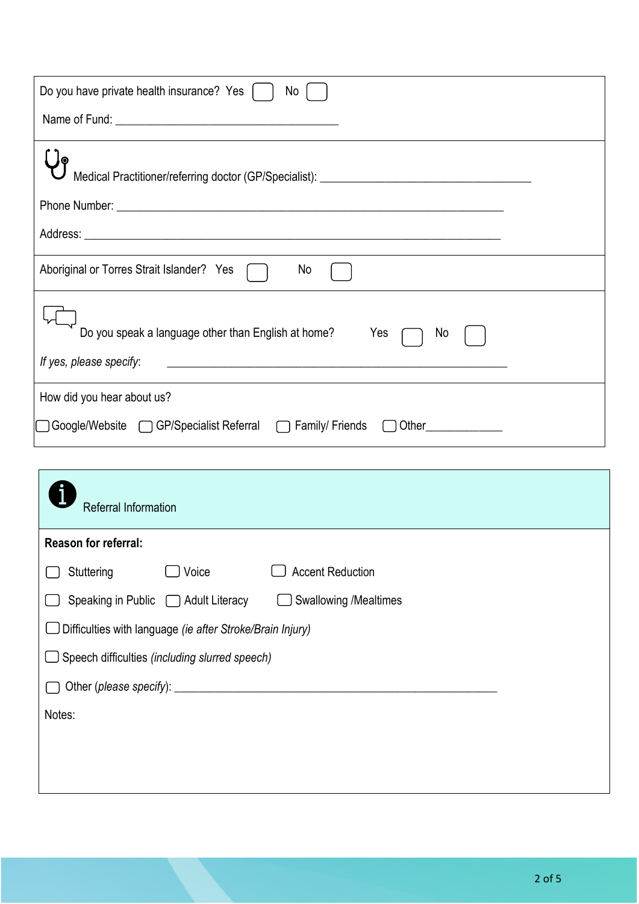Do you have private health insurance? Yes ☐ No ☐

Name of Fund: ____________________________________

Medical Practitioner/referring doctor (GP/Specialist): ____________________________________

Phone Number: ________________________________________________________________

Address: ____________________________________________________________________

Aboriginal or Torres Strait Islander? Yes ☐ No ☐

Do you speak a language other than English at home? Yes ☐ No ☐

*If yes, please specify*: ________________________________________________________

How did you hear about us?

☐ Google/Website ☐ GP/Specialist Referral ☐ Family/ Friends ☐ Other____________

## Referral Information

**Reason for referral:**

☐ Stuttering ☐ Voice ☐ Accent Reduction

☐ Speaking in Public ☐ Adult Literacy ☐ Swallowing /Mealtimes

☐ Difficulties with language *(ie after Stroke/Brain Injury)*

☐ Speech difficulties *(including slurred speech)*

☐ Other (*please specify*): ____________________________________________________

Notes: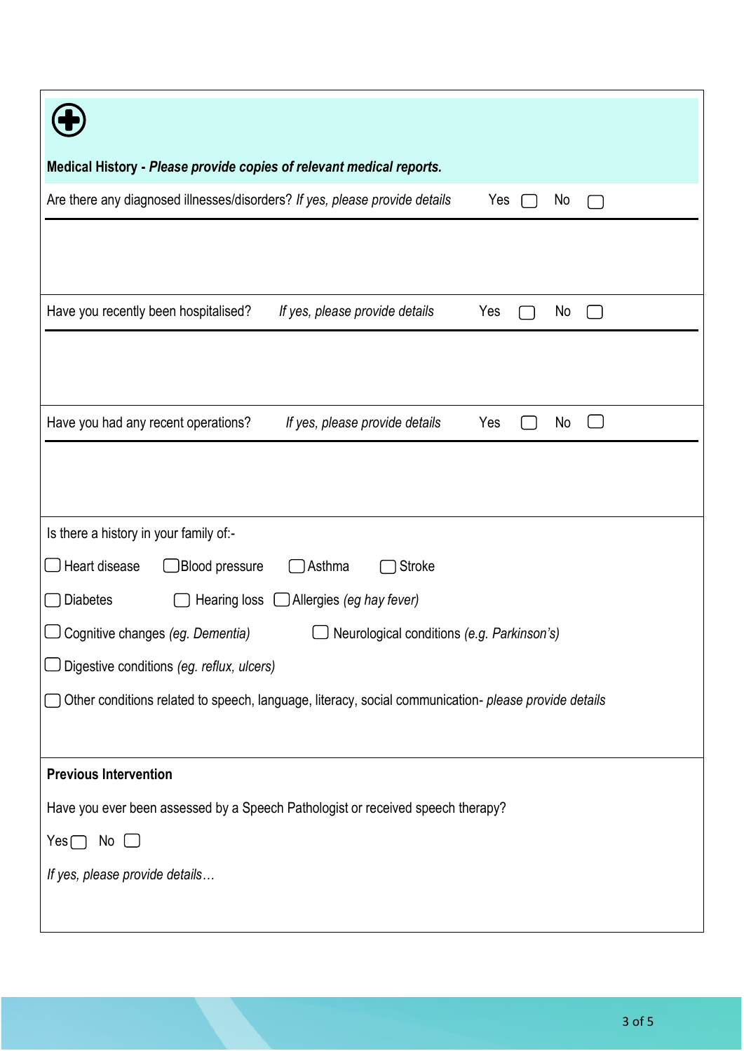**Medical History - *Please provide copies of relevant medical reports.***

Are there any diagnosed illnesses/disorders? *If yes, please provide details* Yes ☐ No ☐

Have you recently been hospitalised? *If yes, please provide details* Yes ☐ No ☐

Have you had any recent operations? *If yes, please provide details* Yes ☐ No ☐

Is there a history in your family of:-

☐ Heart disease ☐ Blood pressure ☐ Asthma ☐ Stroke

☐ Diabetes ☐ Hearing loss ☐ Allergies *(eg hay fever)*

☐ Cognitive changes *(eg. Dementia)* ☐ Neurological conditions *(e.g. Parkinson's)*

☐ Digestive conditions *(eg. reflux, ulcers)*

☐ Other conditions related to speech, language, literacy, social communication- *please provide details*

**Previous Intervention**

Have you ever been assessed by a Speech Pathologist or received speech therapy?

Yes ☐ No ☐

*If yes, please provide details…*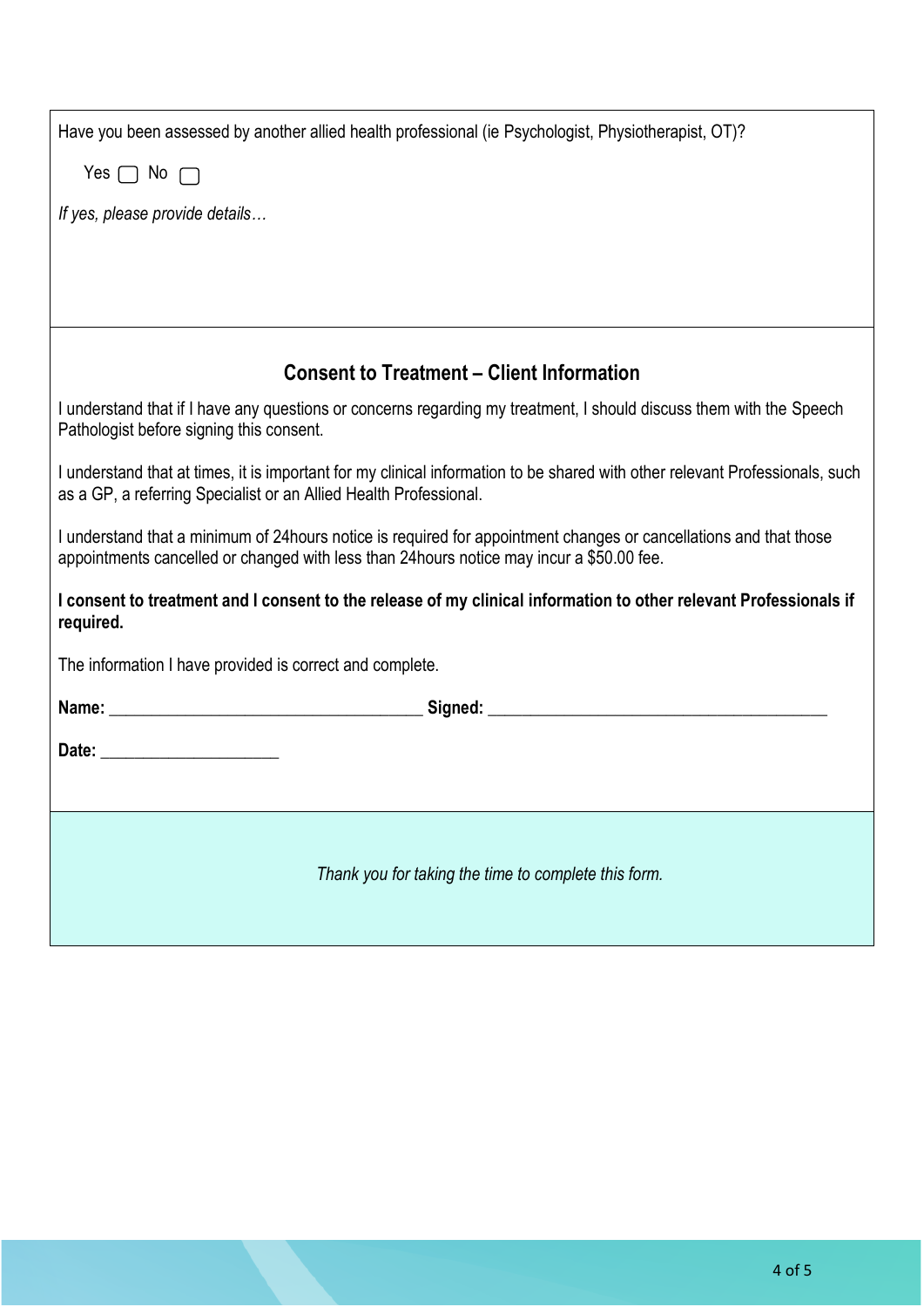Have you been assessed by another allied health professional (ie Psychologist, Physiotherapist, OT)?

Yes ☐ No ☐

*If yes, please provide details…*

## Consent to Treatment – Client Information

I understand that if I have any questions or concerns regarding my treatment, I should discuss them with the Speech Pathologist before signing this consent.

I understand that at times, it is important for my clinical information to be shared with other relevant Professionals, such as a GP, a referring Specialist or an Allied Health Professional.

I understand that a minimum of 24hours notice is required for appointment changes or cancellations and that those appointments cancelled or changed with less than 24hours notice may incur a $50.00 fee.

**I consent to treatment and I consent to the release of my clinical information to other relevant Professionals if required.**

The information I have provided is correct and complete.

**Name:** ___________________________________ **Signed:** ______________________________________

**Date:** ____________________

*Thank you for taking the time to complete this form.*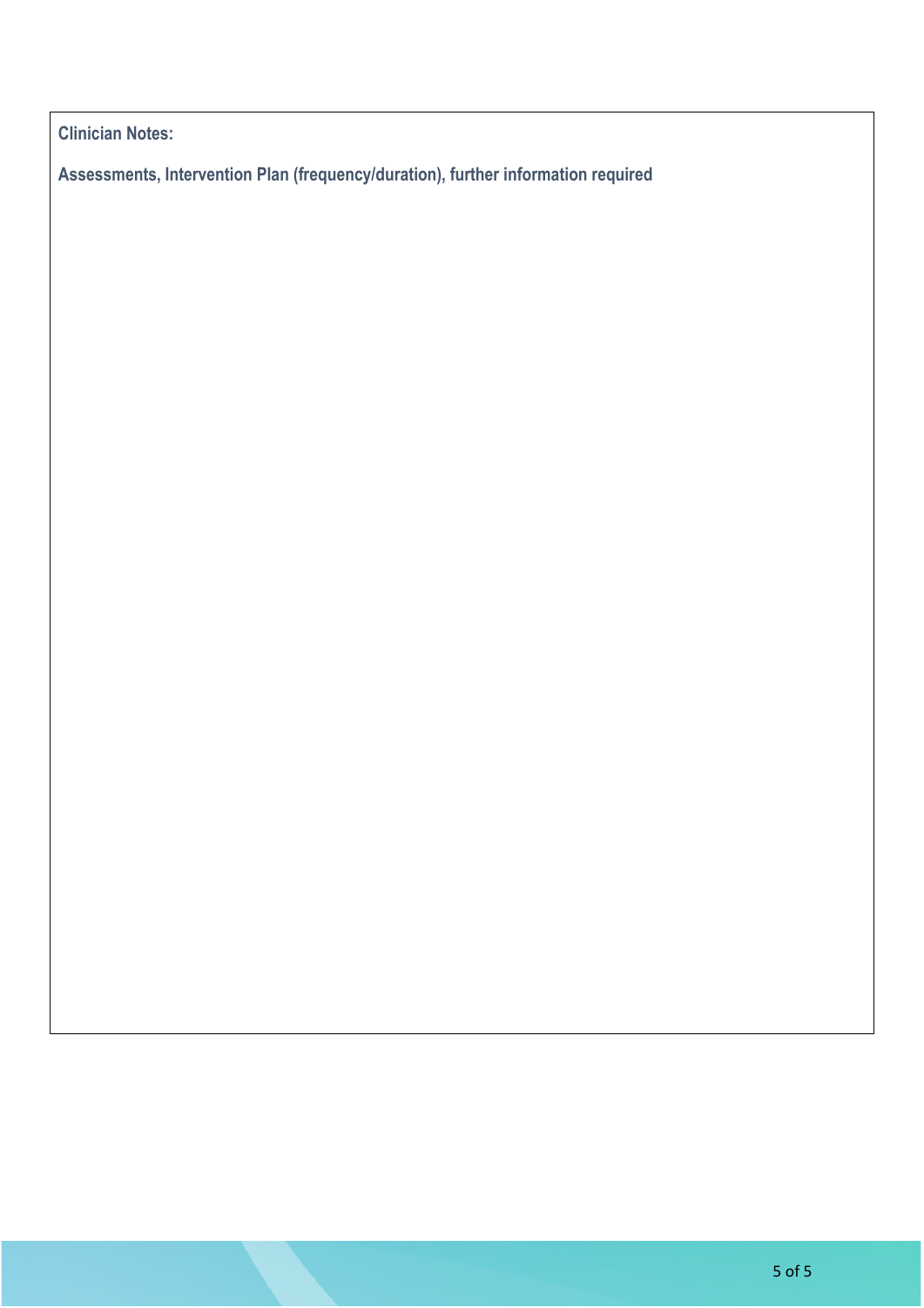**Clinician Notes:**

**Assessments, Intervention Plan (frequency/duration), further information required**